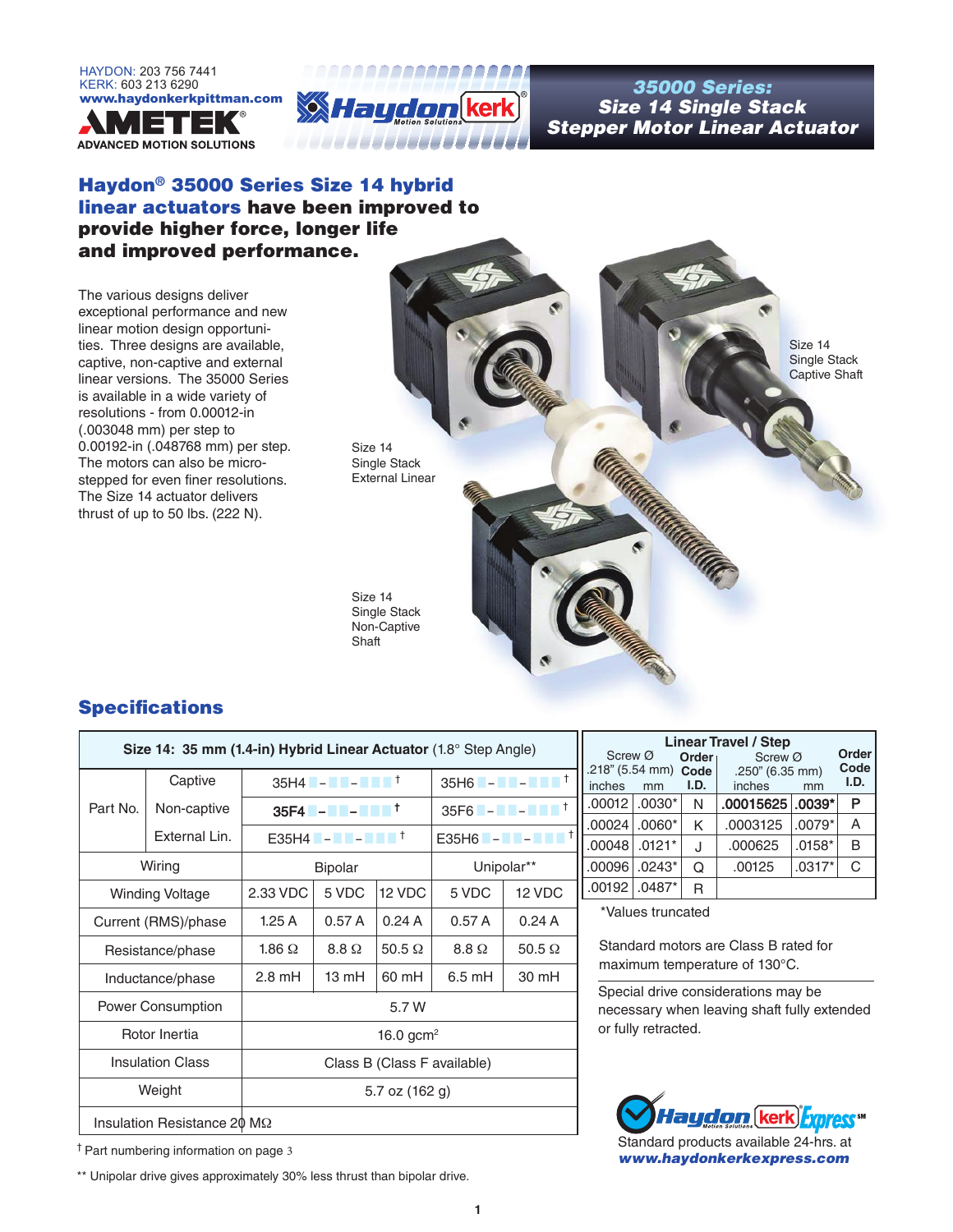HAYDON: 203 756 7441
KERK: 603 213 6290
**www.haydonkerkpittman.com**

AMETEK®
ADVANCED MOTION SOLUTIONS

# 35000 Series: Size 14 Single Stack Stepper Motor Linear Actuator

## Haydon® 35000 Series Size 14 hybrid linear actuators have been improved to provide higher force, longer life and improved performance.

The various designs deliver exceptional performance and new linear motion design opportunities. Three designs are available, captive, non-captive and external linear versions. The 35000 Series is available in a wide variety of resolutions - from 0.00012-in (.003048 mm) per step to 0.00192-in (.048768 mm) per step. The motors can also be micro-stepped for even finer resolutions. The Size 14 actuator delivers thrust of up to 50 lbs. (222 N).

Size 14 Single Stack External Linear

Size 14 Single Stack Captive Shaft

Size 14 Single Stack Non-Captive Shaft

## Specifications

| Size 14: 35 mm (1.4-in) Hybrid Linear Actuator (1.8° Step Angle) | | | | | | |
|---|---|---|---|---|---|---|
| Part No. | Captive | 35H4 ■-■■-■■■ † | | | 35H6 ■-■■-■■■ † | |
| | Non-captive | **35F4** ■-■■-■■■ † | | | 35F6 ■-■■-■■■ † | |
| | External Lin. | E35H4 ■-■■-■■■ † | | | E35H6 ■-■■-■■■ † | |
| Wiring | | Bipolar | | | Unipolar** | |
| Winding Voltage | | 2.33 VDC | 5 VDC | 12 VDC | 5 VDC | 12 VDC |
| Current (RMS)/phase | | 1.25 A | 0.57 A | 0.24 A | 0.57 A | 0.24 A |
| Resistance/phase | | 1.86 Ω | 8.8 Ω | 50.5 Ω | 8.8 Ω | 50.5 Ω |
| Inductance/phase | | 2.8 mH | 13 mH | 60 mH | 6.5 mH | 30 mH |
| Power Consumption | | 5.7 W | | | | |
| Rotor Inertia | | 16.0 gcm² | | | | |
| Insulation Class | | Class B (Class F available) | | | | |
| Weight | | 5.7 oz (162 g) | | | | |
| Insulation Resistance 20 MΩ | | | | | | |

† Part numbering information on page 3

** Unipolar drive gives approximately 30% less thrust than bipolar drive.

| Linear Travel / Step | | | | | |
|---|---|---|---|---|---|
| Screw Ø .218" (5.54 mm) inches | mm | Order Code I.D. | Screw Ø .250" (6.35 mm) inches | mm | Order Code I.D. |
| .00012 | .0030* | N | **.00015625** | **.0039*** | **P** |
| .00024 | .0060* | K | .0003125 | .0079* | A |
| .00048 | .0121* | J | .000625 | .0158* | B |
| .00096 | .0243* | Q | .00125 | .0317* | C |
| .00192 | .0487* | R | | | |

*Values truncated

Standard motors are Class B rated for maximum temperature of 130°C.

Special drive considerations may be necessary when leaving shaft fully extended or fully retracted.

Haydon kerk Express℠
Standard products available 24-hrs. at
**www.haydonkerkexpress.com**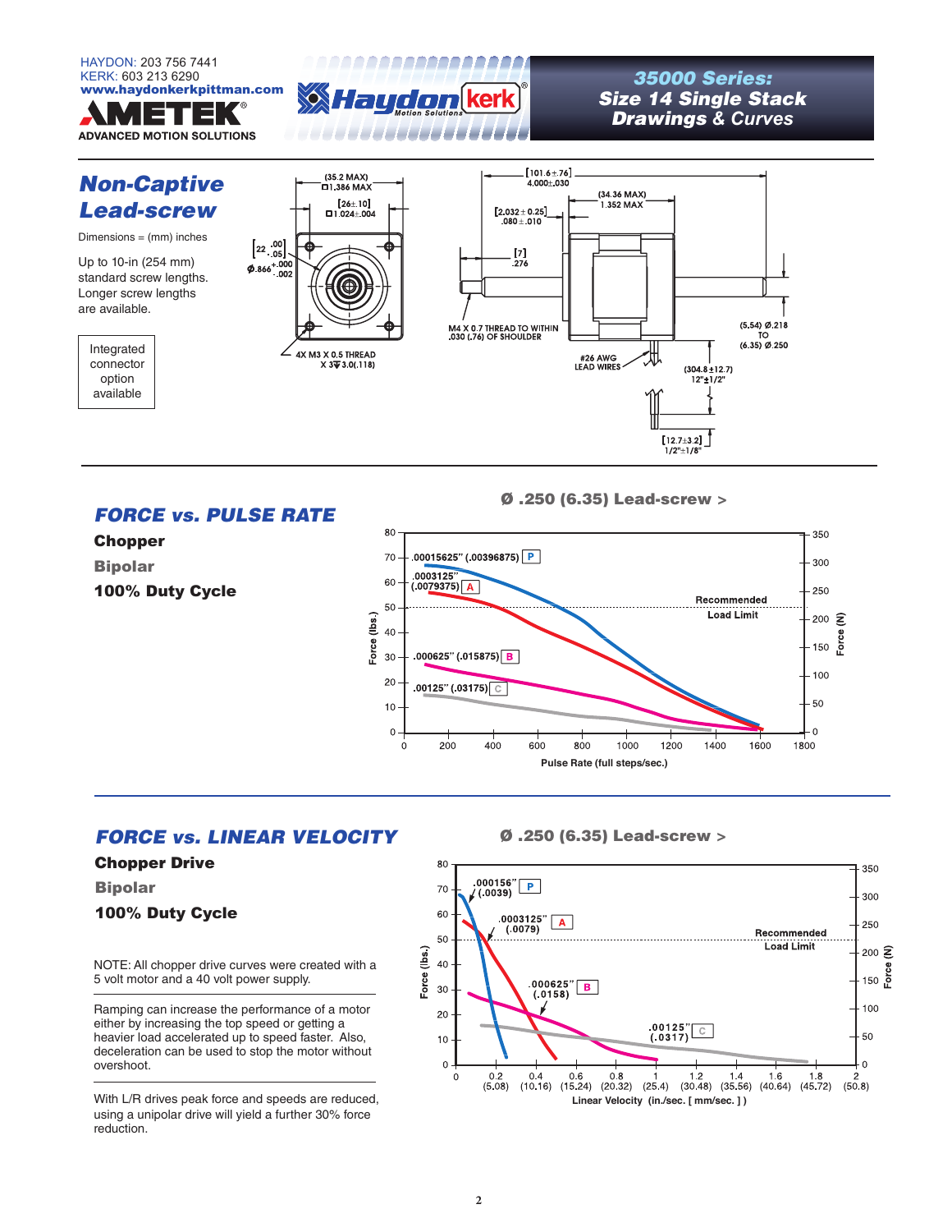HAYDON: 203 756 7441
KERK: 603 213 6290
www.haydonkerkpittman.com

AMETEK® ADVANCED MOTION SOLUTIONS

# 35000 Series: Size 14 Single Stack Drawings & Curves

## Non-Captive Lead-screw

Dimensions = (mm) inches

Up to 10-in (254 mm) standard screw lengths. Longer screw lengths are available.

Integrated connector option available

(35.2 MAX) □1.386 MAX

[26±.10] □1.024±.004

[22 +.00/-.05] Ø.866 +.000/-.002

4X M3 X 0.5 THREAD X 3 ▽ 3.0(.118)

[101.6±.76] 4.000±.030

(34.36 MAX) 1.352 MAX

[2.032±0.25] .080±.010

[7] .276

M4 X 0.7 THREAD TO WITHIN .030 (.76) OF SHOULDER

#26 AWG LEAD WIRES

(5.54) Ø.218 TO (6.35) Ø.250

(304.8±12.7) 12"±1/2"

[12.7±3.2] 1/2"±1/8"

## FORCE vs. PULSE RATE

**Chopper**

**Bipolar**

**100% Duty Cycle**

**Ø .250 (6.35) Lead-screw >**

Curves: .00015625" (.00396875) P; .0003125" (.0079375) A; .000625" (.015875) B; .00125" (.03175) C

Recommended Load Limit

Force (lbs.) / Force (N) vs. Pulse Rate (full steps/sec.)

## FORCE vs. LINEAR VELOCITY

**Chopper Drive**

**Bipolar**

**100% Duty Cycle**

NOTE: All chopper drive curves were created with a 5 volt motor and a 40 volt power supply.

Ramping can increase the performance of a motor either by increasing the top speed or getting a heavier load accelerated up to speed faster. Also, deceleration can be used to stop the motor without overshoot.

With L/R drives peak force and speeds are reduced, using a unipolar drive will yield a further 30% force reduction.

**Ø .250 (6.35) Lead-screw >**

Curves: .000156" (.0039) P; .0003125" (.0079) A; .000625" (.0158) B; .00125" (.0317) C

Recommended Load Limit

Force (lbs.) / Force (N) vs. Linear Velocity (in./sec. [ mm/sec. ])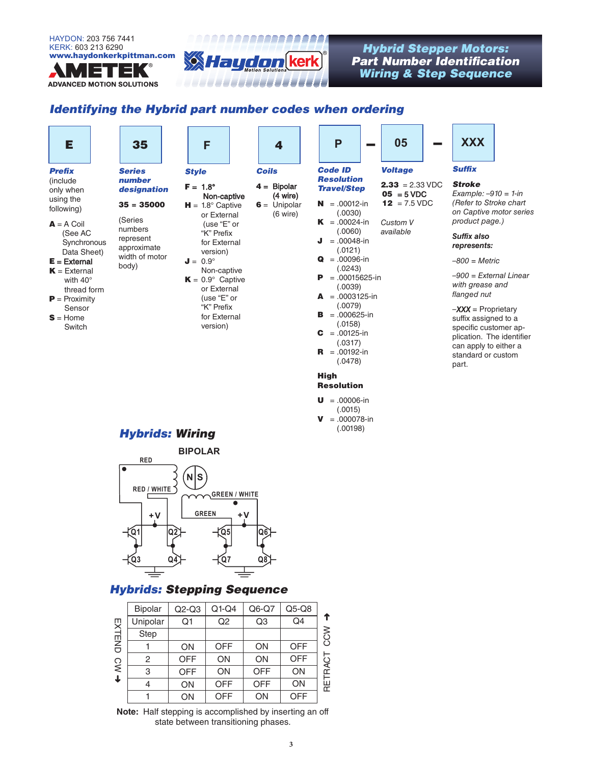HAYDON: 203 756 7441
KERK: 603 213 6290
www.haydonkerkpittman.com
AMETEK® ADVANCED MOTION SOLUTIONS

# Hybrid Stepper Motors: Part Number Identification Wiring & Step Sequence

## Identifying the Hybrid part number codes when ordering

**E** | **35** | **F** | **4** | **P** – **05** – **XXX**

### Prefix

(include only when using the following)

- **A** = A Coil (See AC Synchronous Data Sheet)
- **E** = External
- **K** = External with 40° thread form
- **P** = Proximity Sensor
- **S** = Home Switch

### Series number designation

**35** = **35000**

(Series numbers represent approximate width of motor body)

### Style

- **F** = 1.8° Non-captive
- **H** = 1.8° Captive or External (use "E" or "K" Prefix for External version)
- **J** = 0.9° Non-captive
- **K** = 0.9° Captive or External (use "E" or "K" Prefix for External version)

### Coils

- **4** = Bipolar (4 wire)
- **6** = Unipolar (6 wire)

### Code ID Resolution Travel/Step

- **N** = .00012-in (.0030)
- **K** = .00024-in (.0060)
- **J** = .00048-in (.0121)
- **Q** = .00096-in (.0243)
- **P** = .00015625-in (.0039)
- **A** = .0003125-in (.0079)
- **B** = .000625-in (.0158)
- **C** = .00125-in (.0317)
- **R** = .00192-in (.0478)

**High Resolution**

- **U** = .00006-in (.0015)
- **V** = .000078-in (.00198)

### Voltage

- **2.33** = 2.33 VDC
- **05** = 5 VDC
- **12** = 7.5 VDC

*Custom V available*

### Suffix

**Stroke**

*Example: –910 = 1-in (Refer to Stroke chart on Captive motor series product page.)*

***Suffix also represents:***

*–800 = Metric*

*–900 = External Linear with grease and flanged nut*

***–XXX*** = Proprietary suffix assigned to a specific customer application. The identifier can apply to either a standard or custom part.

## Hybrids: Wiring

BIPOLAR

RED, RED / WHITE, GREEN / WHITE, GREEN, +V, +V, N S, Q1, Q2, Q3, Q4, Q5, Q6, Q7, Q8

## Hybrids: Stepping Sequence

| Bipolar | Q2-Q3 | Q1-Q4 | Q6-Q7 | Q5-Q8 |
|---|---|---|---|---|
| Unipolar | Q1 | Q2 | Q3 | Q4 |
| Step | | | | |
| 1 | ON | OFF | ON | OFF |
| 2 | OFF | ON | ON | OFF |
| 3 | OFF | ON | OFF | ON |
| 4 | ON | OFF | OFF | ON |
| 1 | ON | OFF | ON | OFF |

EXTEND CW ↓ RETRACT CCW ↑

**Note:** Half stepping is accomplished by inserting an off state between transitioning phases.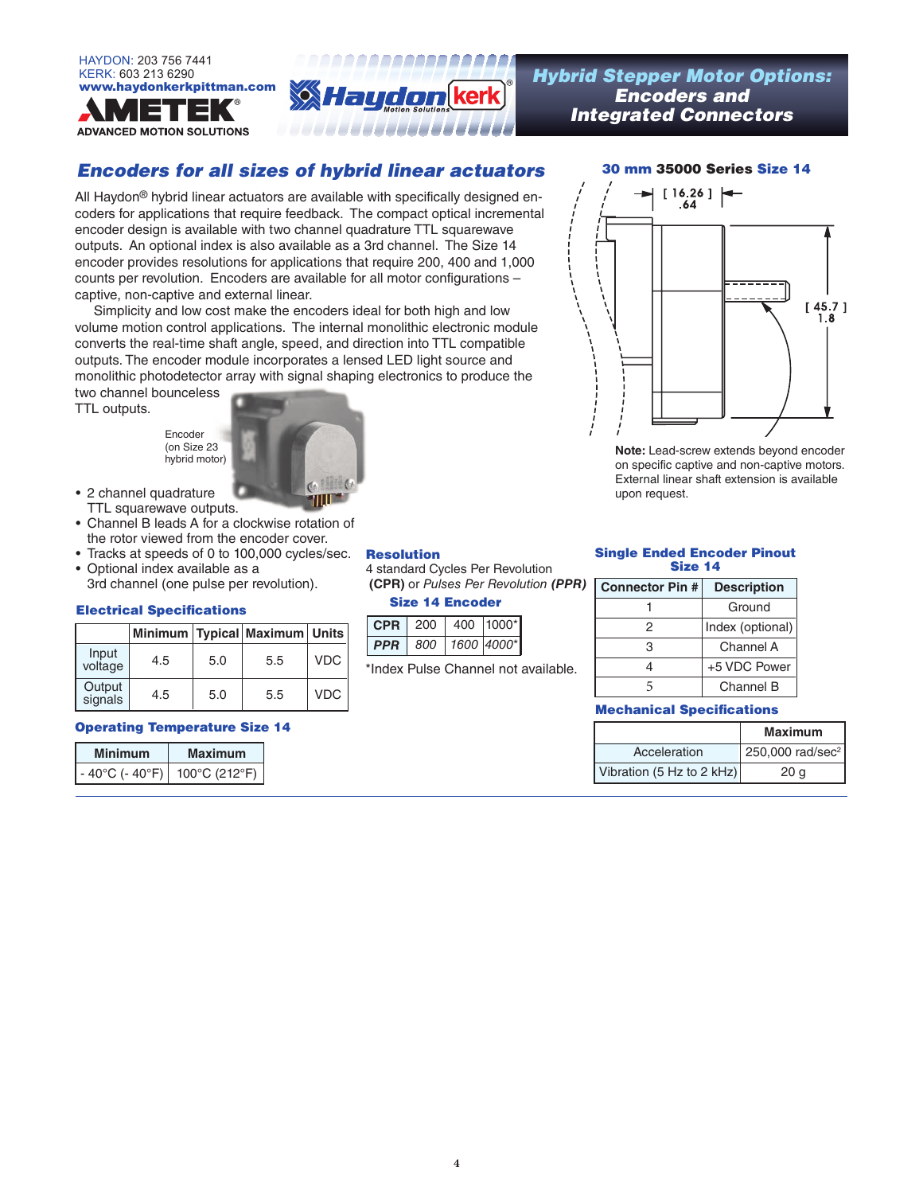HAYDON: 203 756 7441
KERK: 603 213 6290
www.haydonkerkpittman.com
AMETEK ADVANCED MOTION SOLUTIONS

# Hybrid Stepper Motor Options: Encoders and Integrated Connectors

## Encoders for all sizes of hybrid linear actuators

All Haydon® hybrid linear actuators are available with specifically designed encoders for applications that require feedback. The compact optical incremental encoder design is available with two channel quadrature TTL squarewave outputs. An optional index is also available as a 3rd channel. The Size 14 encoder provides resolutions for applications that require 200, 400 and 1,000 counts per revolution. Encoders are available for all motor configurations – captive, non-captive and external linear.

Simplicity and low cost make the encoders ideal for both high and low volume motion control applications. The internal monolithic electronic module converts the real-time shaft angle, speed, and direction into TTL compatible outputs. The encoder module incorporates a lensed LED light source and monolithic photodetector array with signal shaping electronics to produce the two channel bounceless TTL outputs.

Encoder (on Size 23 hybrid motor)

- 2 channel quadrature TTL squarewave outputs.
- Channel B leads A for a clockwise rotation of the rotor viewed from the encoder cover.
- Tracks at speeds of 0 to 100,000 cycles/sec.
- Optional index available as a 3rd channel (one pulse per revolution).

### Electrical Specifications

| | Minimum | Typical | Maximum | Units |
|---|---|---|---|---|
| Input voltage | 4.5 | 5.0 | 5.5 | VDC |
| Output signals | 4.5 | 5.0 | 5.5 | VDC |

### Operating Temperature Size 14

| Minimum | Maximum |
|---|---|
| - 40°C (- 40°F) | 100°C (212°F) |

### Resolution

4 standard Cycles Per Revolution **(CPR)** or *Pulses Per Revolution* ***(PPR)***

**Size 14 Encoder**

| CPR | 200 | 400 | 1000* |
|---|---|---|---|
| *PPR* | *800* | *1600* | *4000** |

*Index Pulse Channel not available.

### 30 mm 35000 Series Size 14

[ 16.26 ]
.64

[ 45.7 ]
1.8

**Note:** Lead-screw extends beyond encoder on specific captive and non-captive motors. External linear shaft extension is available upon request.

### Single Ended Encoder Pinout Size 14

| Connector Pin # | Description |
|---|---|
| 1 | Ground |
| 2 | Index (optional) |
| 3 | Channel A |
| 4 | +5 VDC Power |
| 5 | Channel B |

### Mechanical Specifications

| | Maximum |
|---|---|
| Acceleration | 250,000 rad/sec² |
| Vibration (5 Hz to 2 kHz) | 20 g |